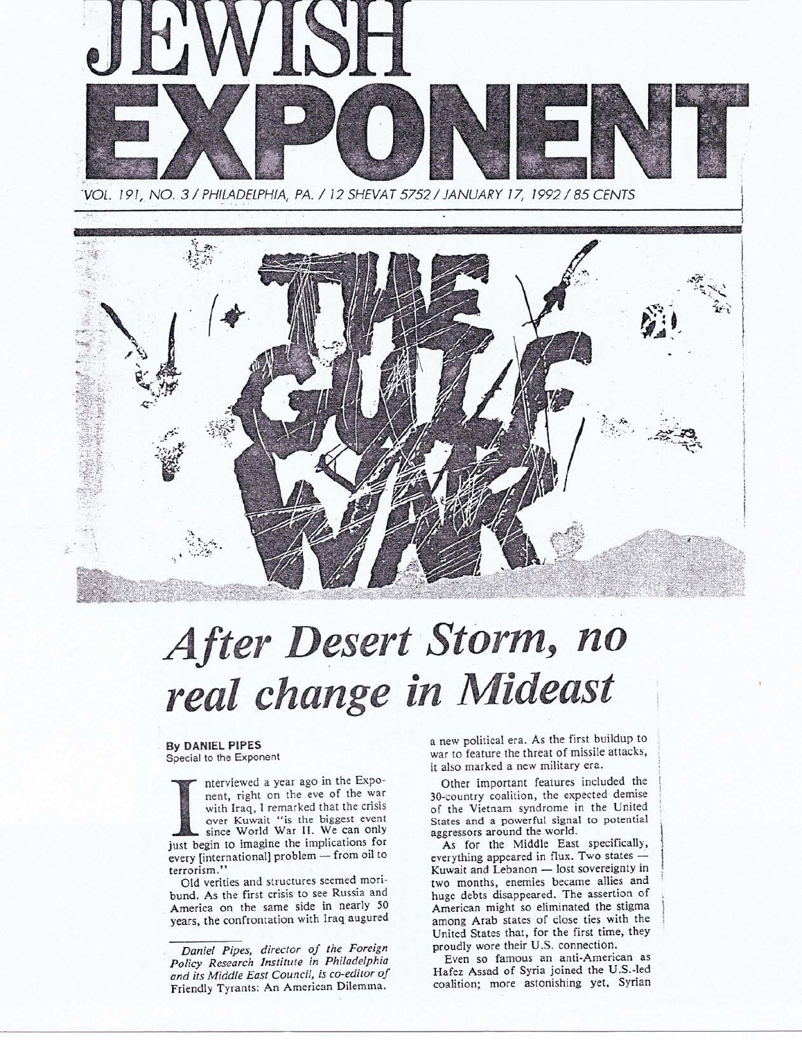# JEWISH EXPONENT

VOL. 191, NO. 3 / PHILADELPHIA, PA. / 12 SHEVAT 5752 / JANUARY 17, 1992 / 85 CENTS

THE GULF WAR

# *After Desert Storm, no real change in Mideast*

**By DANIEL PIPES**
Special to the Exponent

Interviewed a year ago in the Exponent, right on the eve of the war with Iraq, I remarked that the crisis over Kuwait "is the biggest event since World War II. We can only just begin to imagine the implications for every [international] problem — from oil to terrorism."

Old verities and structures seemed moribund. As the first crisis to see Russia and America on the same side in nearly 50 years, the confrontation with Iraq augured a new political era. As the first buildup to war to feature the threat of missile attacks, it also marked a new military era.

Other important features included the 30-country coalition, the expected demise of the Vietnam syndrome in the United States and a powerful signal to potential aggressors around the world.

As for the Middle East specifically, everything appeared in flux. Two states — Kuwait and Lebanon — lost sovereignty in two months, enemies became allies and huge debts disappeared. The assertion of American might so eliminated the stigma among Arab states of close ties with the United States that, for the first time, they proudly wore their U.S. connection.

Even so famous an anti-American as Hafez Assad of Syria joined the U.S.-led coalition; more astonishing yet, Syrian

---

*Daniel Pipes, director of the Foreign Policy Research Institute in Philadelphia and its Middle East Council, is co-editor of* Friendly Tyrants: An American Dilemma.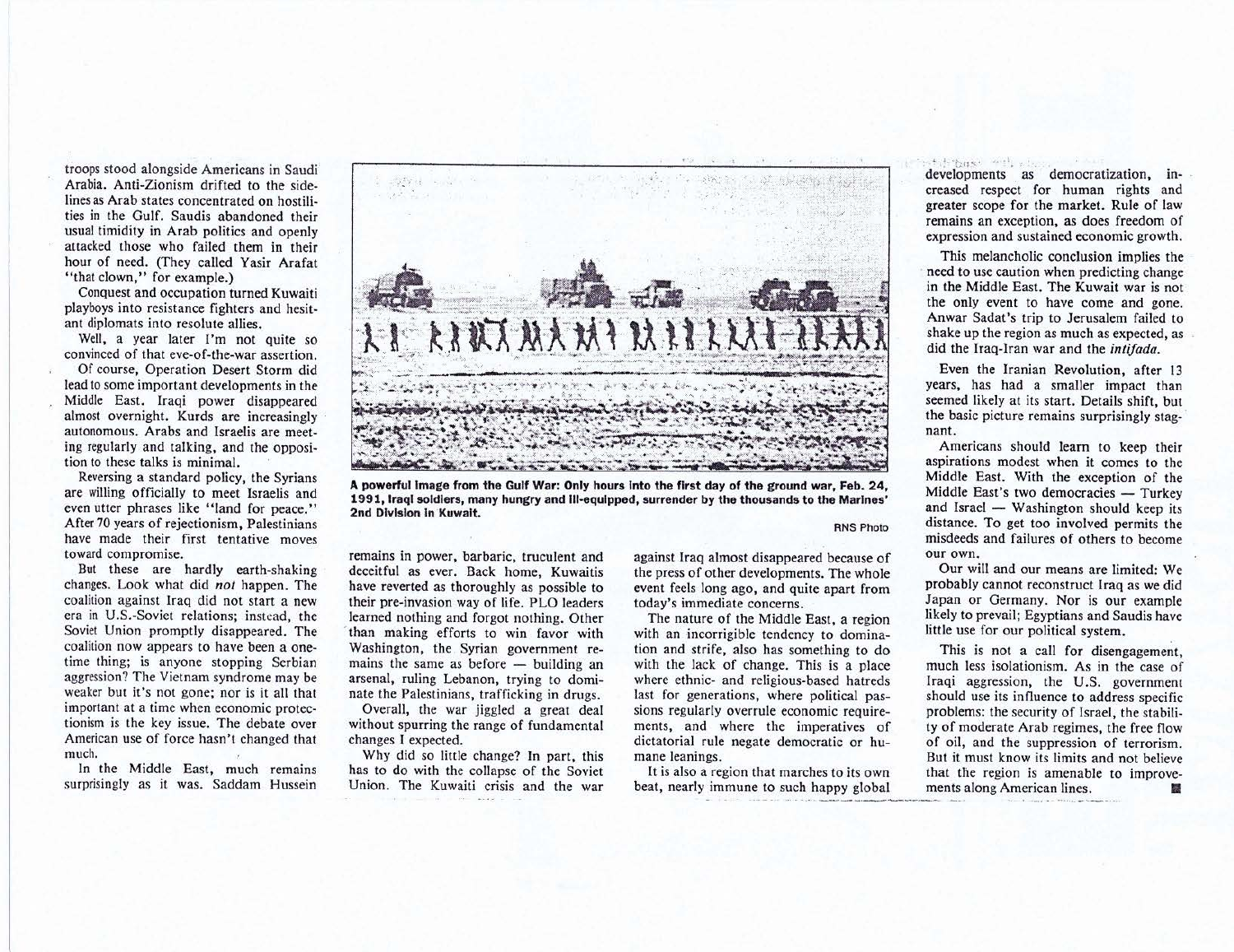troops stood alongside Americans in Saudi Arabia. Anti-Zionism drifted to the sidelines as Arab states concentrated on hostilities in the Gulf. Saudis abandoned their usual timidity in Arab politics and openly attacked those who failed them in their hour of need. (They called Yasir Arafat "that clown," for example.)

Conquest and occupation turned Kuwaiti playboys into resistance fighters and hesitant diplomats into resolute allies.

Well, a year later I'm not quite so convinced of that eve-of-the-war assertion.

Of course, Operation Desert Storm did lead to some important developments in the Middle East. Iraqi power disappeared almost overnight. Kurds are increasingly autonomous. Arabs and Israelis are meeting regularly and talking, and the opposition to these talks is minimal.

Reversing a standard policy, the Syrians are willing officially to meet Israelis and even utter phrases like "land for peace." After 70 years of rejectionism, Palestinians have made their first tentative moves toward compromise.

But these are hardly earth-shaking changes. Look what did *not* happen. The coalition against Iraq did not start a new era in U.S.-Soviet relations; instead, the Soviet Union promptly disappeared. The coalition now appears to have been a one-time thing; is anyone stopping Serbian aggression? The Vietnam syndrome may be weaker but it's not gone; nor is it all that important at a time when economic protectionism is the key issue. The debate over American use of force hasn't changed that much.

In the Middle East, much remains surprisingly as it was. Saddam Hussein remains in power, barbaric, truculent and deceitful as ever. Back home, Kuwaitis have reverted as thoroughly as possible to their pre-invasion way of life. PLO leaders learned nothing and forgot nothing. Other than making efforts to win favor with Washington, the Syrian government remains the same as before — building an arsenal, ruling Lebanon, trying to dominate the Palestinians, trafficking in drugs.

Overall, the war jiggled a great deal without spurring the range of fundamental changes I expected.

Why did so little change? In part, this has to do with the collapse of the Soviet Union. The Kuwaiti crisis and the war against Iraq almost disappeared because of the press of other developments. The whole event feels long ago, and quite apart from today's immediate concerns.

The nature of the Middle East, a region with an incorrigible tendency to domination and strife, also has something to do with the lack of change. This is a place where ethnic- and religious-based hatreds last for generations, where political passions regularly overrule economic requirements, and where the imperatives of dictatorial rule negate democratic or humane leanings.

It is also a region that marches to its own beat, nearly immune to such happy global developments as democratization, increased respect for human rights and greater scope for the market. Rule of law remains an exception, as does freedom of expression and sustained economic growth.

This melancholic conclusion implies the need to use caution when predicting change in the Middle East. The Kuwait war is not the only event to have come and gone. Anwar Sadat's trip to Jerusalem failed to shake up the region as much as expected, as did the Iraq-Iran war and the *intifada*.

Even the Iranian Revolution, after 13 years, has had a smaller impact than seemed likely at its start. Details shift, but the basic picture remains surprisingly stagnant.

Americans should learn to keep their aspirations modest when it comes to the Middle East. With the exception of the Middle East's two democracies — Turkey and Israel — Washington should keep its distance. To get too involved permits the misdeeds and failures of others to become our own.

Our will and our means are limited: We probably cannot reconstruct Iraq as we did Japan or Germany. Nor is our example likely to prevail; Egyptians and Saudis have little use for our political system.

This is not a call for disengagement, much less isolationism. As in the case of Iraqi aggression, the U.S. government should use its influence to address specific problems: the security of Israel, the stability of moderate Arab regimes, the free flow of oil, and the suppression of terrorism. But it must know its limits and not believe that the region is amenable to improvements along American lines. ■

**A powerful image from the Gulf War: Only hours into the first day of the ground war, Feb. 24, 1991, Iraqi soldiers, many hungry and ill-equipped, surrender by the thousands to the Marines' 2nd Division in Kuwait.**

RNS Photo